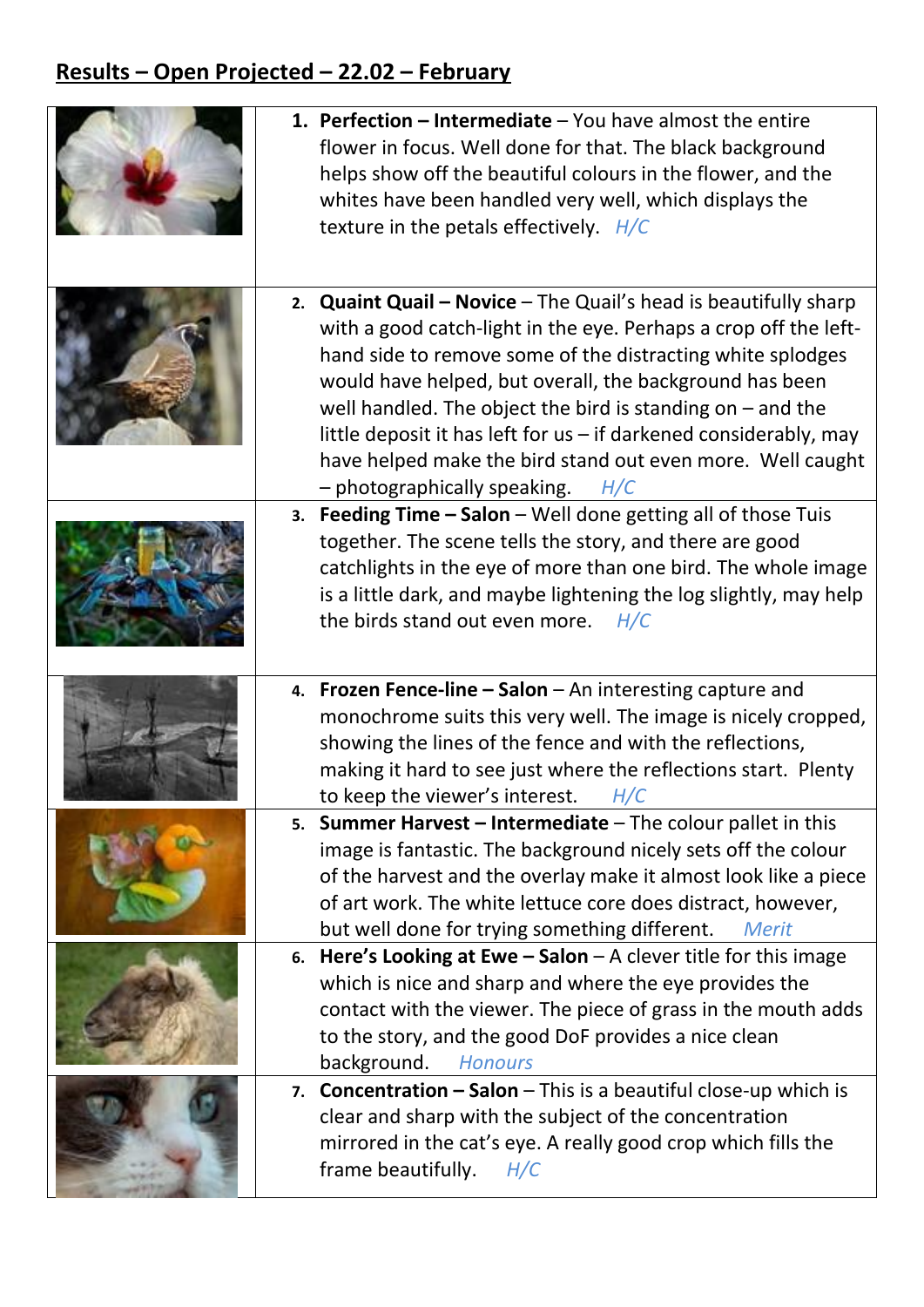## Results – Open Projected – 22.02 – February

1. **Perfection – Intermediate** – You have almost the entire flower in focus. Well done for that. The black background helps show off the beautiful colours in the flower, and the whites have been handled very well, which displays the texture in the petals effectively. *H/C*

2. **Quaint Quail – Novice** – The Quail's head is beautifully sharp with a good catch-light in the eye. Perhaps a crop off the left-hand side to remove some of the distracting white splodges would have helped, but overall, the background has been well handled. The object the bird is standing on – and the little deposit it has left for us – if darkened considerably, may have helped make the bird stand out even more. Well caught – photographically speaking. *H/C*

3. **Feeding Time – Salon** – Well done getting all of those Tuis together. The scene tells the story, and there are good catchlights in the eye of more than one bird. The whole image is a little dark, and maybe lightening the log slightly, may help the birds stand out even more. *H/C*

4. **Frozen Fence-line – Salon** – An interesting capture and monochrome suits this very well. The image is nicely cropped, showing the lines of the fence and with the reflections, making it hard to see just where the reflections start. Plenty to keep the viewer's interest. *H/C*

5. **Summer Harvest – Intermediate** – The colour pallet in this image is fantastic. The background nicely sets off the colour of the harvest and the overlay make it almost look like a piece of art work. The white lettuce core does distract, however, but well done for trying something different. *Merit*

6. **Here's Looking at Ewe – Salon** – A clever title for this image which is nice and sharp and where the eye provides the contact with the viewer. The piece of grass in the mouth adds to the story, and the good DoF provides a nice clean background. *Honours*

7. **Concentration – Salon** – This is a beautiful close-up which is clear and sharp with the subject of the concentration mirrored in the cat's eye. A really good crop which fills the frame beautifully. *H/C*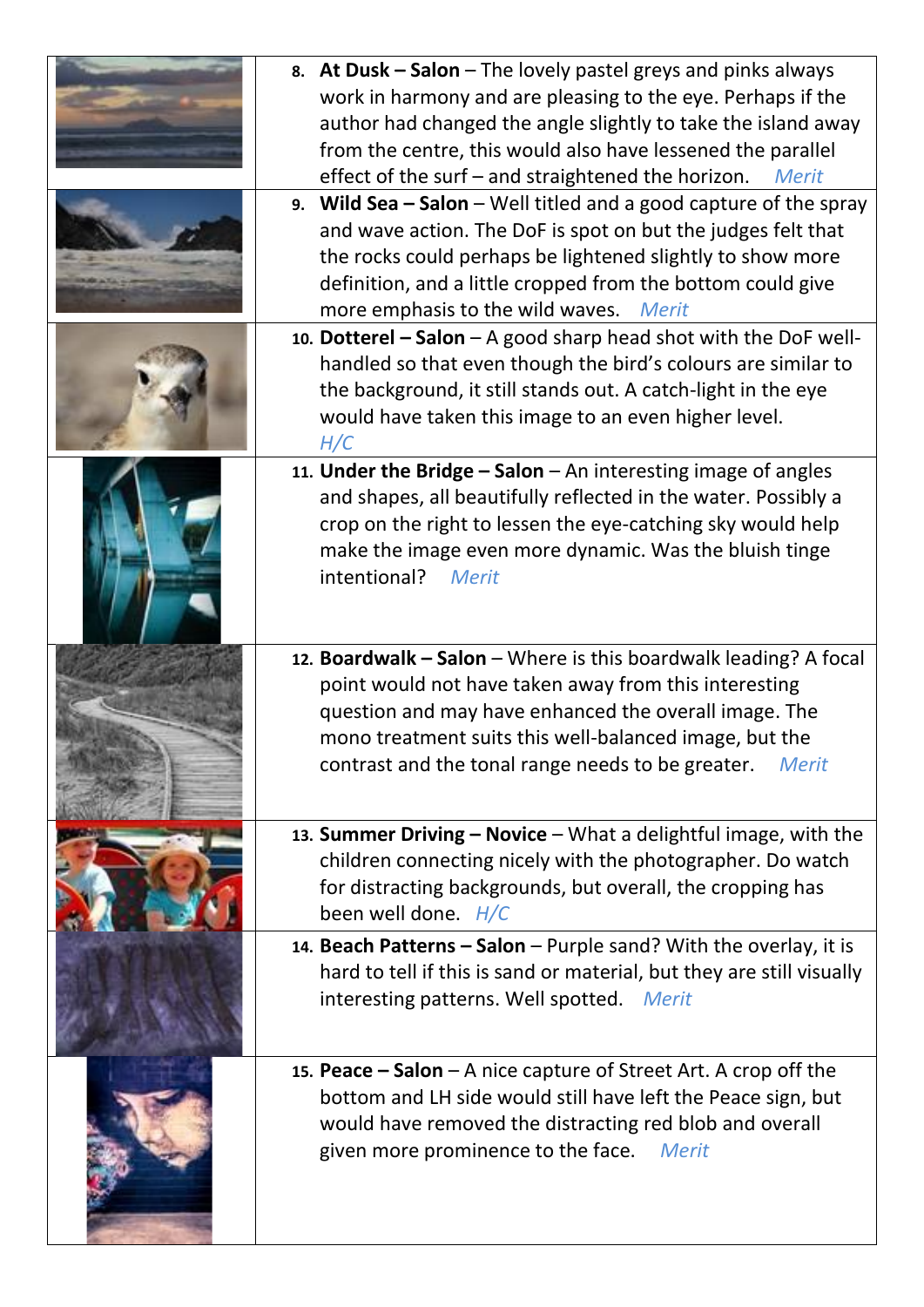8. **At Dusk – Salon** – The lovely pastel greys and pinks always work in harmony and are pleasing to the eye. Perhaps if the author had changed the angle slightly to take the island away from the centre, this would also have lessened the parallel effect of the surf – and straightened the horizon. *Merit*

9. **Wild Sea – Salon** – Well titled and a good capture of the spray and wave action. The DoF is spot on but the judges felt that the rocks could perhaps be lightened slightly to show more definition, and a little cropped from the bottom could give more emphasis to the wild waves. *Merit*

10. **Dotterel – Salon** – A good sharp head shot with the DoF well-handled so that even though the bird's colours are similar to the background, it still stands out. A catch-light in the eye would have taken this image to an even higher level. *H/C*

11. **Under the Bridge – Salon** – An interesting image of angles and shapes, all beautifully reflected in the water. Possibly a crop on the right to lessen the eye-catching sky would help make the image even more dynamic. Was the bluish tinge intentional? *Merit*

12. **Boardwalk – Salon** – Where is this boardwalk leading? A focal point would not have taken away from this interesting question and may have enhanced the overall image. The mono treatment suits this well-balanced image, but the contrast and the tonal range needs to be greater. *Merit*

13. **Summer Driving – Novice** – What a delightful image, with the children connecting nicely with the photographer. Do watch for distracting backgrounds, but overall, the cropping has been well done. *H/C*

14. **Beach Patterns – Salon** – Purple sand? With the overlay, it is hard to tell if this is sand or material, but they are still visually interesting patterns. Well spotted. *Merit*

15. **Peace – Salon** – A nice capture of Street Art. A crop off the bottom and LH side would still have left the Peace sign, but would have removed the distracting red blob and overall given more prominence to the face. *Merit*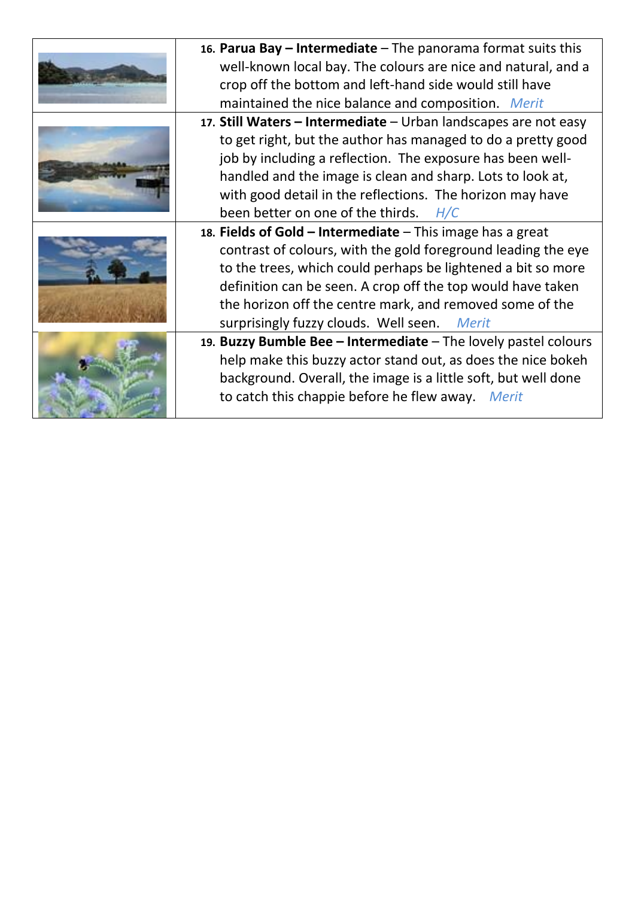| | |
|---|---|
| | 16. **Parua Bay – Intermediate** – The panorama format suits this well-known local bay. The colours are nice and natural, and a crop off the bottom and left-hand side would still have maintained the nice balance and composition. *Merit* |
| | 17. **Still Waters – Intermediate** – Urban landscapes are not easy to get right, but the author has managed to do a pretty good job by including a reflection. The exposure has been well-handled and the image is clean and sharp. Lots to look at, with good detail in the reflections. The horizon may have been better on one of the thirds. *H/C* |
| | 18. **Fields of Gold – Intermediate** – This image has a great contrast of colours, with the gold foreground leading the eye to the trees, which could perhaps be lightened a bit so more definition can be seen. A crop off the top would have taken the horizon off the centre mark, and removed some of the surprisingly fuzzy clouds. Well seen. *Merit* |
| | 19. **Buzzy Bumble Bee – Intermediate** – The lovely pastel colours help make this buzzy actor stand out, as does the nice bokeh background. Overall, the image is a little soft, but well done to catch this chappie before he flew away. *Merit* |